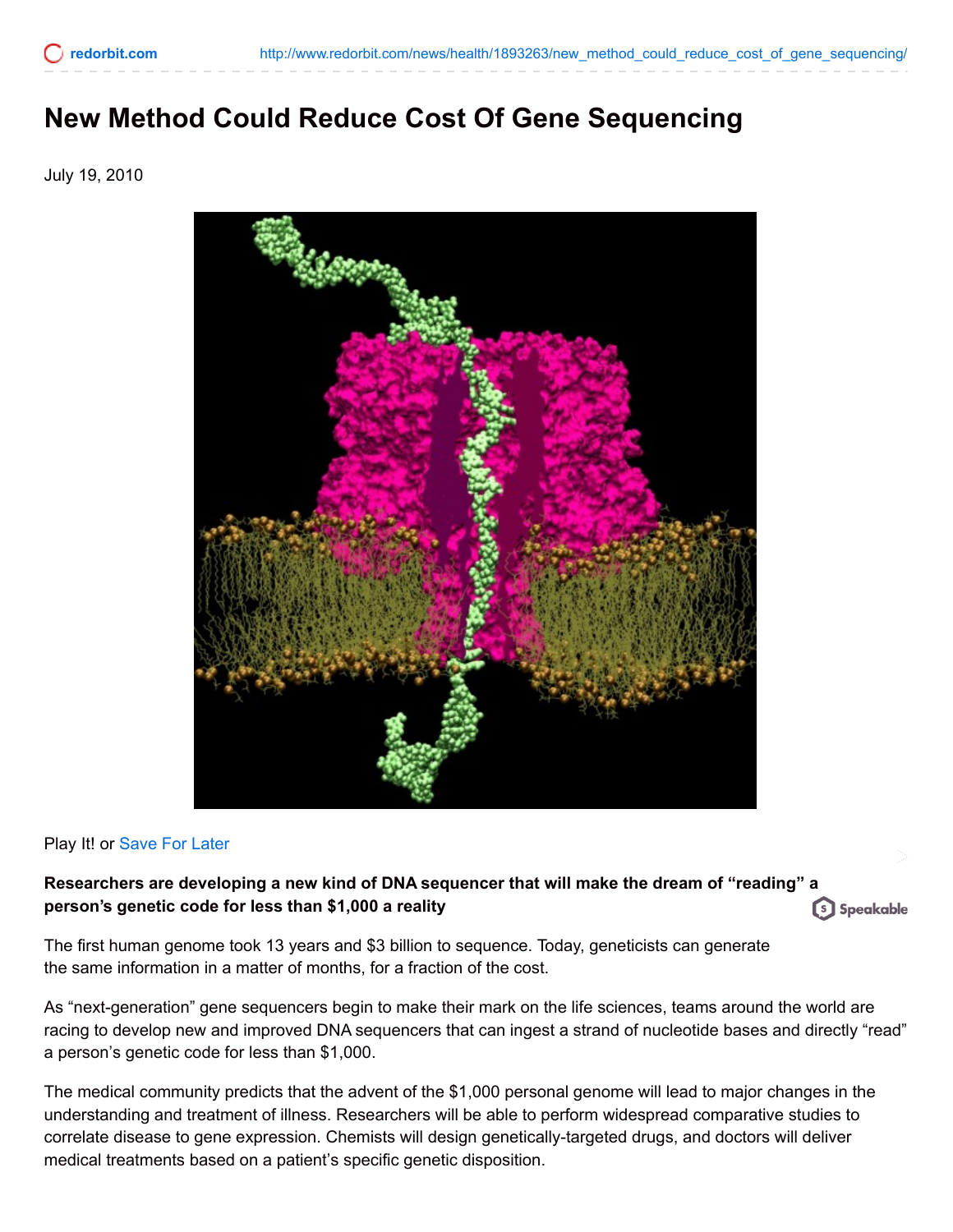# New Method Could Reduce Cost Of Gene Sequencing

July 19, 2010

Play It! or Save For Later

**Researchers are developing a new kind of DNA sequencer that will make the dream of "reading" a person's genetic code for less than $1,000 a reality**

The first human genome took 13 years and $3 billion to sequence. Today, geneticists can generate the same information in a matter of months, for a fraction of the cost.

As "next-generation" gene sequencers begin to make their mark on the life sciences, teams around the world are racing to develop new and improved DNA sequencers that can ingest a strand of nucleotide bases and directly "read" a person's genetic code for less than $1,000.

The medical community predicts that the advent of the $1,000 personal genome will lead to major changes in the understanding and treatment of illness. Researchers will be able to perform widespread comparative studies to correlate disease to gene expression. Chemists will design genetically-targeted drugs, and doctors will deliver medical treatments based on a patient's specific genetic disposition.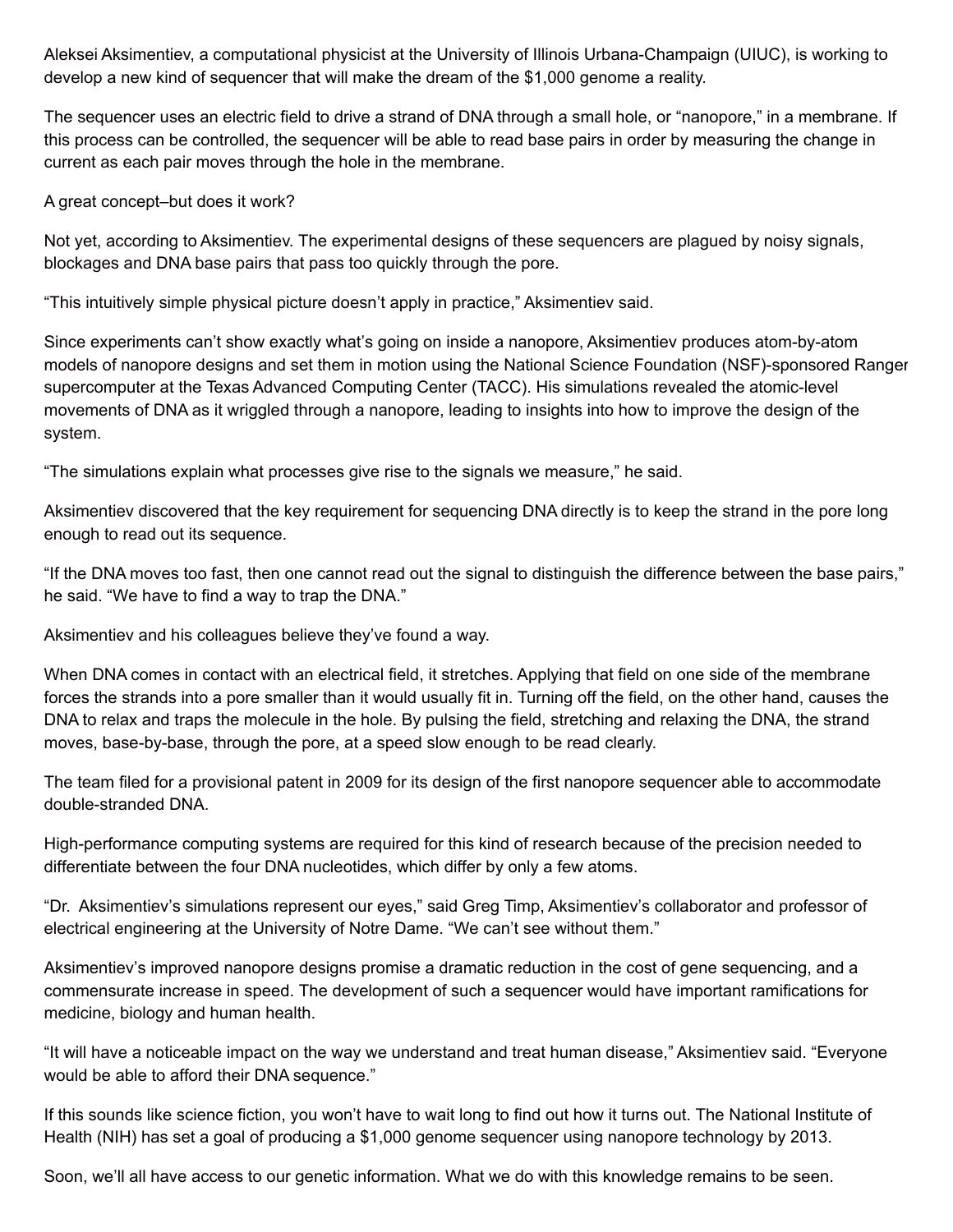Aleksei Aksimentiev, a computational physicist at the University of Illinois Urbana-Champaign (UIUC), is working to develop a new kind of sequencer that will make the dream of the $1,000 genome a reality.

The sequencer uses an electric field to drive a strand of DNA through a small hole, or “nanopore,” in a membrane. If this process can be controlled, the sequencer will be able to read base pairs in order by measuring the change in current as each pair moves through the hole in the membrane.

A great concept–but does it work?

Not yet, according to Aksimentiev. The experimental designs of these sequencers are plagued by noisy signals, blockages and DNA base pairs that pass too quickly through the pore.

“This intuitively simple physical picture doesn’t apply in practice,” Aksimentiev said.

Since experiments can’t show exactly what’s going on inside a nanopore, Aksimentiev produces atom-by-atom models of nanopore designs and set them in motion using the National Science Foundation (NSF)-sponsored Ranger supercomputer at the Texas Advanced Computing Center (TACC). His simulations revealed the atomic-level movements of DNA as it wriggled through a nanopore, leading to insights into how to improve the design of the system.

“The simulations explain what processes give rise to the signals we measure,” he said.

Aksimentiev discovered that the key requirement for sequencing DNA directly is to keep the strand in the pore long enough to read out its sequence.

“If the DNA moves too fast, then one cannot read out the signal to distinguish the difference between the base pairs,” he said. “We have to find a way to trap the DNA.”

Aksimentiev and his colleagues believe they’ve found a way.

When DNA comes in contact with an electrical field, it stretches. Applying that field on one side of the membrane forces the strands into a pore smaller than it would usually fit in. Turning off the field, on the other hand, causes the DNA to relax and traps the molecule in the hole. By pulsing the field, stretching and relaxing the DNA, the strand moves, base-by-base, through the pore, at a speed slow enough to be read clearly.

The team filed for a provisional patent in 2009 for its design of the first nanopore sequencer able to accommodate double-stranded DNA.

High-performance computing systems are required for this kind of research because of the precision needed to differentiate between the four DNA nucleotides, which differ by only a few atoms.

“Dr. Aksimentiev’s simulations represent our eyes,” said Greg Timp, Aksimentiev’s collaborator and professor of electrical engineering at the University of Notre Dame. “We can’t see without them.”

Aksimentiev’s improved nanopore designs promise a dramatic reduction in the cost of gene sequencing, and a commensurate increase in speed. The development of such a sequencer would have important ramifications for medicine, biology and human health.

“It will have a noticeable impact on the way we understand and treat human disease,” Aksimentiev said. “Everyone would be able to afford their DNA sequence.”

If this sounds like science fiction, you won’t have to wait long to find out how it turns out. The National Institute of Health (NIH) has set a goal of producing a $1,000 genome sequencer using nanopore technology by 2013.

Soon, we’ll all have access to our genetic information. What we do with this knowledge remains to be seen.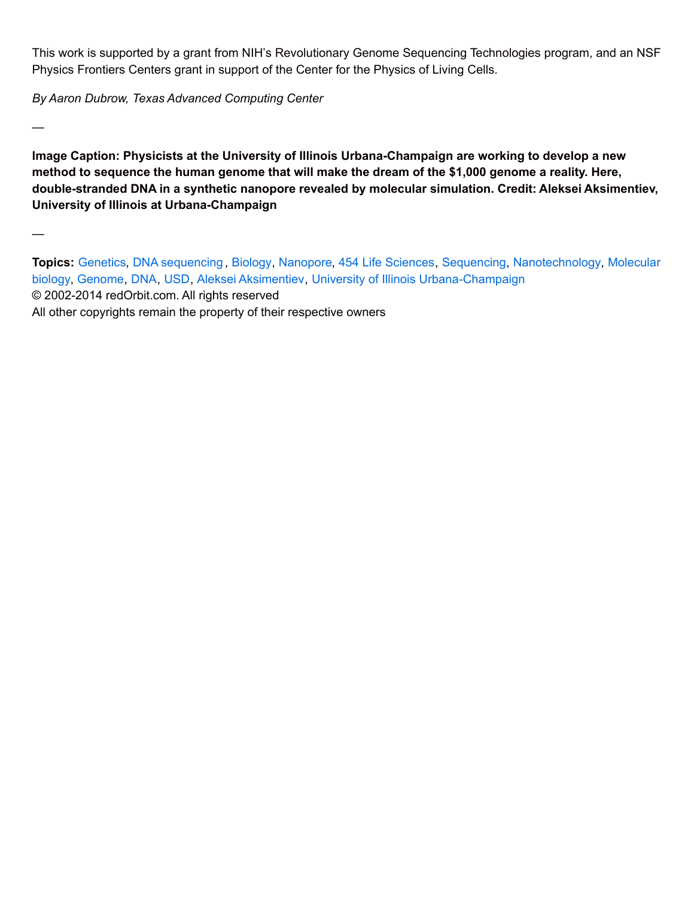This work is supported by a grant from NIH's Revolutionary Genome Sequencing Technologies program, and an NSF Physics Frontiers Centers grant in support of the Center for the Physics of Living Cells.

*By Aaron Dubrow, Texas Advanced Computing Center*

—

**Image Caption: Physicists at the University of Illinois Urbana-Champaign are working to develop a new method to sequence the human genome that will make the dream of the $1,000 genome a reality. Here, double-stranded DNA in a synthetic nanopore revealed by molecular simulation. Credit: Aleksei Aksimentiev, University of Illinois at Urbana-Champaign**

—

**Topics:** Genetics, DNA sequencing, Biology, Nanopore, 454 Life Sciences, Sequencing, Nanotechnology, Molecular biology, Genome, DNA, USD, Aleksei Aksimentiev, University of Illinois Urbana-Champaign

© 2002-2014 redOrbit.com. All rights reserved

All other copyrights remain the property of their respective owners